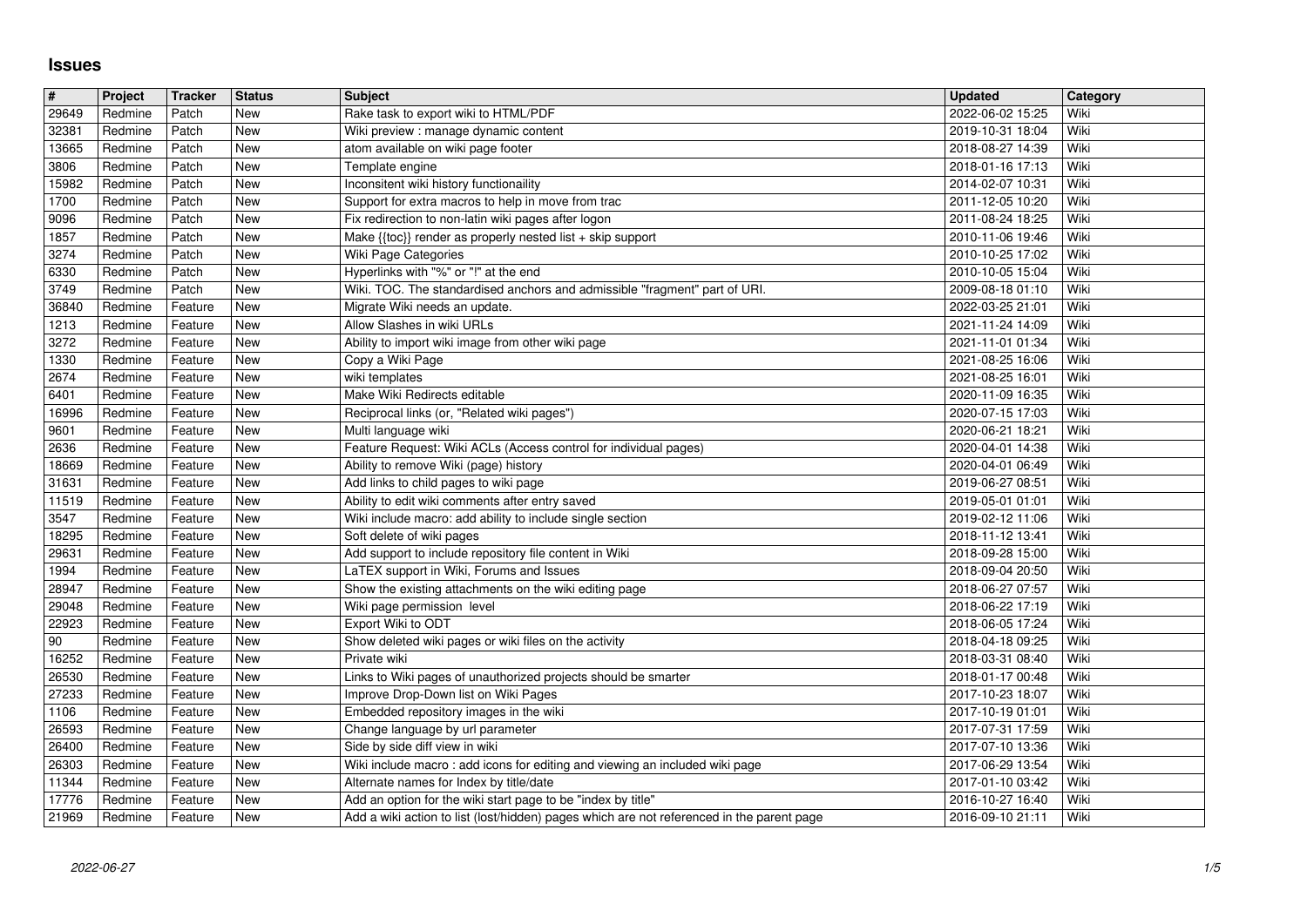# Issues

| # | Project | Tracker | Status | Subject | Updated | Category |
|---|---|---|---|---|---|---|
| 29649 | Redmine | Patch | New | Rake task to export wiki to HTML/PDF | 2022-06-02 15:25 | Wiki |
| 32381 | Redmine | Patch | New | Wiki preview : manage dynamic content | 2019-10-31 18:04 | Wiki |
| 13665 | Redmine | Patch | New | atom available on wiki page footer | 2018-08-27 14:39 | Wiki |
| 3806 | Redmine | Patch | New | Template engine | 2018-01-16 17:13 | Wiki |
| 15982 | Redmine | Patch | New | Inconsitent wiki history functionaility | 2014-02-07 10:31 | Wiki |
| 1700 | Redmine | Patch | New | Support for extra macros to help in move from trac | 2011-12-05 10:20 | Wiki |
| 9096 | Redmine | Patch | New | Fix redirection to non-latin wiki pages after logon | 2011-08-24 18:25 | Wiki |
| 1857 | Redmine | Patch | New | Make {{toc}} render as properly nested list + skip support | 2010-11-06 19:46 | Wiki |
| 3274 | Redmine | Patch | New | Wiki Page Categories | 2010-10-25 17:02 | Wiki |
| 6330 | Redmine | Patch | New | Hyperlinks with "%" or "!" at the end | 2010-10-05 15:04 | Wiki |
| 3749 | Redmine | Patch | New | Wiki. TOC. The standardised anchors and admissible "fragment" part of URI. | 2009-08-18 01:10 | Wiki |
| 36840 | Redmine | Feature | New | Migrate Wiki needs an update. | 2022-03-25 21:01 | Wiki |
| 1213 | Redmine | Feature | New | Allow Slashes in wiki URLs | 2021-11-24 14:09 | Wiki |
| 3272 | Redmine | Feature | New | Ability to import wiki image from other wiki page | 2021-11-01 01:34 | Wiki |
| 1330 | Redmine | Feature | New | Copy a Wiki Page | 2021-08-25 16:06 | Wiki |
| 2674 | Redmine | Feature | New | wiki templates | 2021-08-25 16:01 | Wiki |
| 6401 | Redmine | Feature | New | Make Wiki Redirects editable | 2020-11-09 16:35 | Wiki |
| 16996 | Redmine | Feature | New | Reciprocal links (or, "Related wiki pages") | 2020-07-15 17:03 | Wiki |
| 9601 | Redmine | Feature | New | Multi language wiki | 2020-06-21 18:21 | Wiki |
| 2636 | Redmine | Feature | New | Feature Request: Wiki ACLs (Access control for individual pages) | 2020-04-01 14:38 | Wiki |
| 18669 | Redmine | Feature | New | Ability to remove Wiki (page) history | 2020-04-01 06:49 | Wiki |
| 31631 | Redmine | Feature | New | Add links to child pages to wiki page | 2019-06-27 08:51 | Wiki |
| 11519 | Redmine | Feature | New | Ability to edit wiki comments after entry saved | 2019-05-01 01:01 | Wiki |
| 3547 | Redmine | Feature | New | Wiki include macro: add ability to include single section | 2019-02-12 11:06 | Wiki |
| 18295 | Redmine | Feature | New | Soft delete of wiki pages | 2018-11-12 13:41 | Wiki |
| 29631 | Redmine | Feature | New | Add support to include repository file content in Wiki | 2018-09-28 15:00 | Wiki |
| 1994 | Redmine | Feature | New | LaTEX support in Wiki, Forums and Issues | 2018-09-04 20:50 | Wiki |
| 28947 | Redmine | Feature | New | Show the existing attachments on the wiki editing page | 2018-06-27 07:57 | Wiki |
| 29048 | Redmine | Feature | New | Wiki page permission level | 2018-06-22 17:19 | Wiki |
| 22923 | Redmine | Feature | New | Export Wiki to ODT | 2018-06-05 17:24 | Wiki |
| 90 | Redmine | Feature | New | Show deleted wiki pages or wiki files on the activity | 2018-04-18 09:25 | Wiki |
| 16252 | Redmine | Feature | New | Private wiki | 2018-03-31 08:40 | Wiki |
| 26530 | Redmine | Feature | New | Links to Wiki pages of unauthorized projects should be smarter | 2018-01-17 00:48 | Wiki |
| 27233 | Redmine | Feature | New | Improve Drop-Down list on Wiki Pages | 2017-10-23 18:07 | Wiki |
| 1106 | Redmine | Feature | New | Embedded repository images in the wiki | 2017-10-19 01:01 | Wiki |
| 26593 | Redmine | Feature | New | Change language by url parameter | 2017-07-31 17:59 | Wiki |
| 26400 | Redmine | Feature | New | Side by side diff view in wiki | 2017-07-10 13:36 | Wiki |
| 26303 | Redmine | Feature | New | Wiki include macro : add icons for editing and viewing an included wiki page | 2017-06-29 13:54 | Wiki |
| 11344 | Redmine | Feature | New | Alternate names for Index by title/date | 2017-01-10 03:42 | Wiki |
| 17776 | Redmine | Feature | New | Add an option for the wiki start page to be "index by title" | 2016-10-27 16:40 | Wiki |
| 21969 | Redmine | Feature | New | Add a wiki action to list (lost/hidden) pages which are not referenced in the parent page | 2016-09-10 21:11 | Wiki |

2022-06-27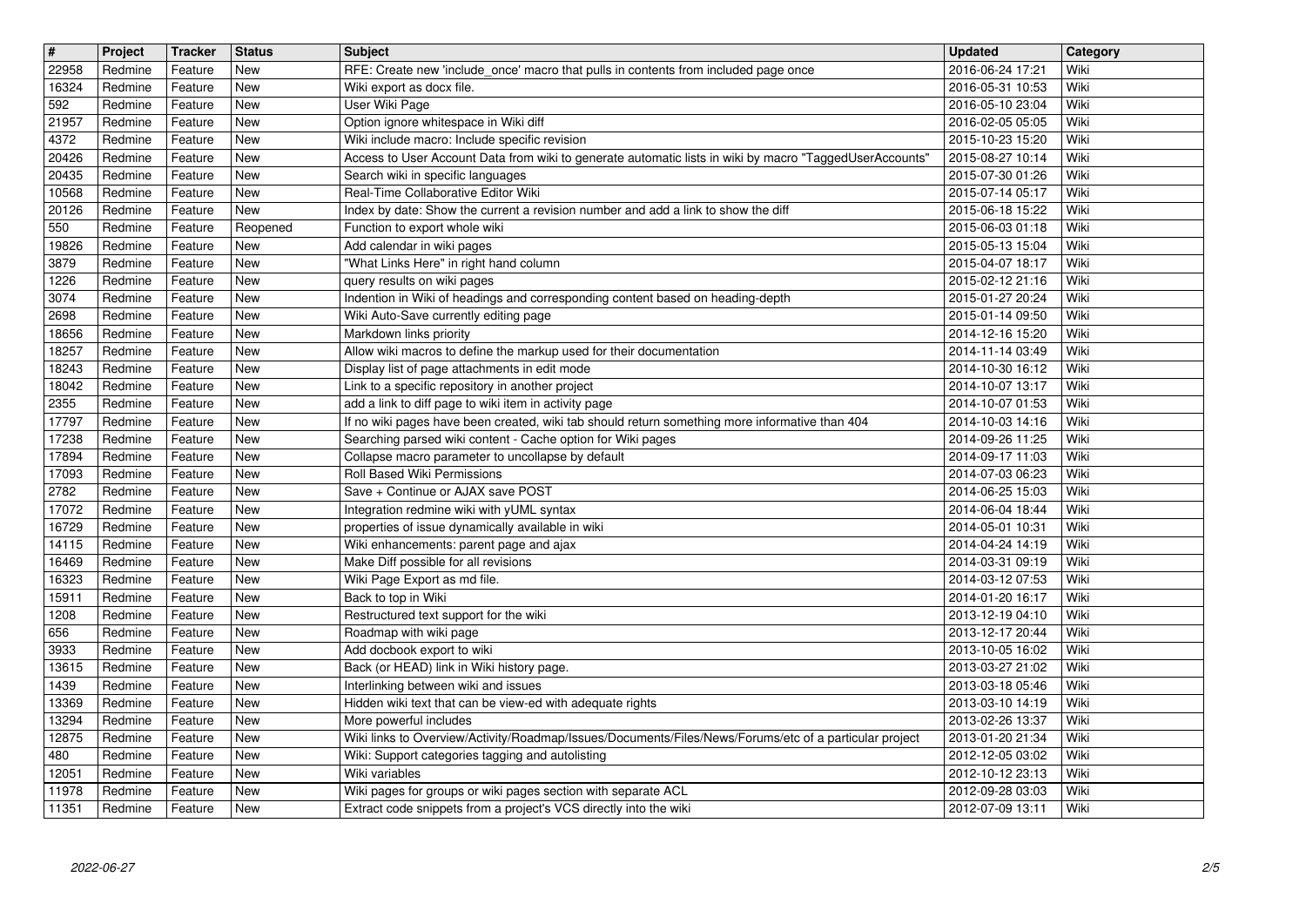| # | Project | Tracker | Status | Subject | Updated | Category |
|---|---|---|---|---|---|---|
| 22958 | Redmine | Feature | New | RFE: Create new 'include_once' macro that pulls in contents from included page once | 2016-06-24 17:21 | Wiki |
| 16324 | Redmine | Feature | New | Wiki export as docx file. | 2016-05-31 10:53 | Wiki |
| 592 | Redmine | Feature | New | User Wiki Page | 2016-05-10 23:04 | Wiki |
| 21957 | Redmine | Feature | New | Option ignore whitespace in Wiki diff | 2016-02-05 05:05 | Wiki |
| 4372 | Redmine | Feature | New | Wiki include macro: Include specific revision | 2015-10-23 15:20 | Wiki |
| 20426 | Redmine | Feature | New | Access to User Account Data from wiki to generate automatic lists in wiki by macro "TaggedUserAccounts" | 2015-08-27 10:14 | Wiki |
| 20435 | Redmine | Feature | New | Search wiki in specific languages | 2015-07-30 01:26 | Wiki |
| 10568 | Redmine | Feature | New | Real-Time Collaborative Editor Wiki | 2015-07-14 05:17 | Wiki |
| 20126 | Redmine | Feature | New | Index by date: Show the current a revision number and add a link to show the diff | 2015-06-18 15:22 | Wiki |
| 550 | Redmine | Feature | Reopened | Function to export whole wiki | 2015-06-03 01:18 | Wiki |
| 19826 | Redmine | Feature | New | Add calendar in wiki pages | 2015-05-13 15:04 | Wiki |
| 3879 | Redmine | Feature | New | "What Links Here" in right hand column | 2015-04-07 18:17 | Wiki |
| 1226 | Redmine | Feature | New | query results on wiki pages | 2015-02-12 21:16 | Wiki |
| 3074 | Redmine | Feature | New | Indention in Wiki of headings and corresponding content based on heading-depth | 2015-01-27 20:24 | Wiki |
| 2698 | Redmine | Feature | New | Wiki Auto-Save currently editing page | 2015-01-14 09:50 | Wiki |
| 18656 | Redmine | Feature | New | Markdown links priority | 2014-12-16 15:20 | Wiki |
| 18257 | Redmine | Feature | New | Allow wiki macros to define the markup used for their documentation | 2014-11-14 03:49 | Wiki |
| 18243 | Redmine | Feature | New | Display list of page attachments in edit mode | 2014-10-30 16:12 | Wiki |
| 18042 | Redmine | Feature | New | Link to a specific repository in another project | 2014-10-07 13:17 | Wiki |
| 2355 | Redmine | Feature | New | add a link to diff page to wiki item in activity page | 2014-10-07 01:53 | Wiki |
| 17797 | Redmine | Feature | New | If no wiki pages have been created, wiki tab should return something more informative than 404 | 2014-10-03 14:16 | Wiki |
| 17238 | Redmine | Feature | New | Searching parsed wiki content - Cache option for Wiki pages | 2014-09-26 11:25 | Wiki |
| 17894 | Redmine | Feature | New | Collapse macro parameter to uncollapse by default | 2014-09-17 11:03 | Wiki |
| 17093 | Redmine | Feature | New | Roll Based Wiki Permissions | 2014-07-03 06:23 | Wiki |
| 2782 | Redmine | Feature | New | Save + Continue or AJAX save POST | 2014-06-25 15:03 | Wiki |
| 17072 | Redmine | Feature | New | Integration redmine wiki with yUML syntax | 2014-06-04 18:44 | Wiki |
| 16729 | Redmine | Feature | New | properties of issue dynamically available in wiki | 2014-05-01 10:31 | Wiki |
| 14115 | Redmine | Feature | New | Wiki enhancements: parent page and ajax | 2014-04-24 14:19 | Wiki |
| 16469 | Redmine | Feature | New | Make Diff possible for all revisions | 2014-03-31 09:19 | Wiki |
| 16323 | Redmine | Feature | New | Wiki Page Export as md file. | 2014-03-12 07:53 | Wiki |
| 15911 | Redmine | Feature | New | Back to top in Wiki | 2014-01-20 16:17 | Wiki |
| 1208 | Redmine | Feature | New | Restructured text support for the wiki | 2013-12-19 04:10 | Wiki |
| 656 | Redmine | Feature | New | Roadmap with wiki page | 2013-12-17 20:44 | Wiki |
| 3933 | Redmine | Feature | New | Add docbook export to wiki | 2013-10-05 16:02 | Wiki |
| 13615 | Redmine | Feature | New | Back (or HEAD) link in Wiki history page. | 2013-03-27 21:02 | Wiki |
| 1439 | Redmine | Feature | New | Interlinking between wiki and issues | 2013-03-18 05:46 | Wiki |
| 13369 | Redmine | Feature | New | Hidden wiki text that can be view-ed with adequate rights | 2013-03-10 14:19 | Wiki |
| 13294 | Redmine | Feature | New | More powerful includes | 2013-02-26 13:37 | Wiki |
| 12875 | Redmine | Feature | New | Wiki links to Overview/Activity/Roadmap/Issues/Documents/Files/News/Forums/etc of a particular project | 2013-01-20 21:34 | Wiki |
| 480 | Redmine | Feature | New | Wiki: Support categories tagging and autolisting | 2012-12-05 03:02 | Wiki |
| 12051 | Redmine | Feature | New | Wiki variables | 2012-10-12 23:13 | Wiki |
| 11978 | Redmine | Feature | New | Wiki pages for groups or wiki pages section with separate ACL | 2012-09-28 03:03 | Wiki |
| 11351 | Redmine | Feature | New | Extract code snippets from a project's VCS directly into the wiki | 2012-07-09 13:11 | Wiki |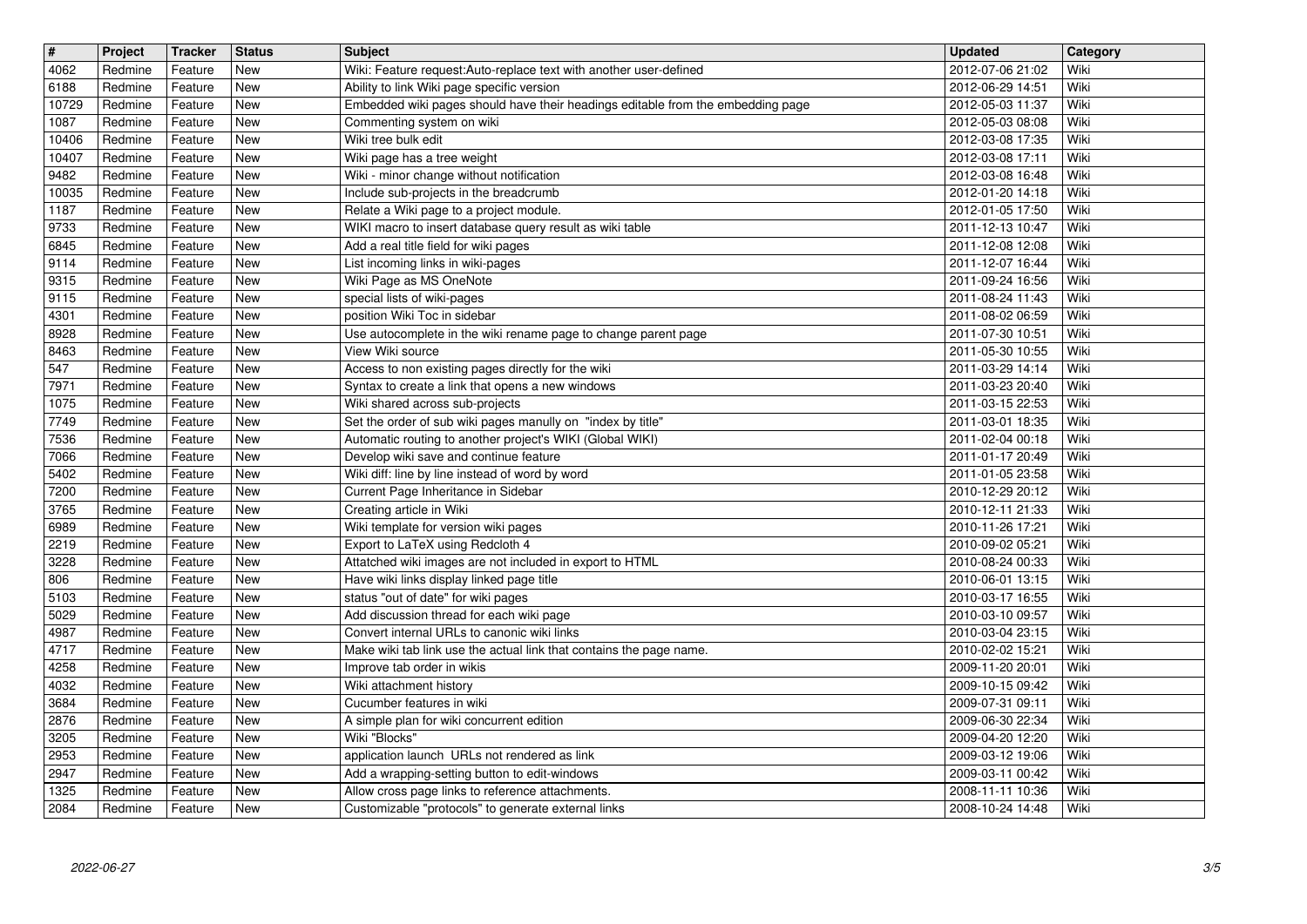| # | Project | Tracker | Status | Subject | Updated | Category |
|---|---|---|---|---|---|---|
| 4062 | Redmine | Feature | New | Wiki: Feature request:Auto-replace text with another user-defined | 2012-07-06 21:02 | Wiki |
| 6188 | Redmine | Feature | New | Ability to link Wiki page specific version | 2012-06-29 14:51 | Wiki |
| 10729 | Redmine | Feature | New | Embedded wiki pages should have their headings editable from the embedding page | 2012-05-03 11:37 | Wiki |
| 1087 | Redmine | Feature | New | Commenting system on wiki | 2012-05-03 08:08 | Wiki |
| 10406 | Redmine | Feature | New | Wiki tree bulk edit | 2012-03-08 17:35 | Wiki |
| 10407 | Redmine | Feature | New | Wiki page has a tree weight | 2012-03-08 17:11 | Wiki |
| 9482 | Redmine | Feature | New | Wiki - minor change without notification | 2012-03-08 16:48 | Wiki |
| 10035 | Redmine | Feature | New | Include sub-projects in the breadcrumb | 2012-01-20 14:18 | Wiki |
| 1187 | Redmine | Feature | New | Relate a Wiki page to a project module. | 2012-01-05 17:50 | Wiki |
| 9733 | Redmine | Feature | New | WIKI macro to insert database query result as wiki table | 2011-12-13 10:47 | Wiki |
| 6845 | Redmine | Feature | New | Add a real title field for wiki pages | 2011-12-08 12:08 | Wiki |
| 9114 | Redmine | Feature | New | List incoming links in wiki-pages | 2011-12-07 16:44 | Wiki |
| 9315 | Redmine | Feature | New | Wiki Page as MS OneNote | 2011-09-24 16:56 | Wiki |
| 9115 | Redmine | Feature | New | special lists of wiki-pages | 2011-08-24 11:43 | Wiki |
| 4301 | Redmine | Feature | New | position Wiki Toc in sidebar | 2011-08-02 06:59 | Wiki |
| 8928 | Redmine | Feature | New | Use autocomplete in the wiki rename page to change parent page | 2011-07-30 10:51 | Wiki |
| 8463 | Redmine | Feature | New | View Wiki source | 2011-05-30 10:55 | Wiki |
| 547 | Redmine | Feature | New | Access to non existing pages directly for the wiki | 2011-03-29 14:14 | Wiki |
| 7971 | Redmine | Feature | New | Syntax to create a link that opens a new windows | 2011-03-23 20:40 | Wiki |
| 1075 | Redmine | Feature | New | Wiki shared across sub-projects | 2011-03-15 22:53 | Wiki |
| 7749 | Redmine | Feature | New | Set the order of sub wiki pages manully on "index by title" | 2011-03-01 18:35 | Wiki |
| 7536 | Redmine | Feature | New | Automatic routing to another project's WIKI (Global WIKI) | 2011-02-04 00:18 | Wiki |
| 7066 | Redmine | Feature | New | Develop wiki save and continue feature | 2011-01-17 20:49 | Wiki |
| 5402 | Redmine | Feature | New | Wiki diff: line by line instead of word by word | 2011-01-05 23:58 | Wiki |
| 7200 | Redmine | Feature | New | Current Page Inheritance in Sidebar | 2010-12-29 20:12 | Wiki |
| 3765 | Redmine | Feature | New | Creating article in Wiki | 2010-12-11 21:33 | Wiki |
| 6989 | Redmine | Feature | New | Wiki template for version wiki pages | 2010-11-26 17:21 | Wiki |
| 2219 | Redmine | Feature | New | Export to LaTeX using Redcloth 4 | 2010-09-02 05:21 | Wiki |
| 3228 | Redmine | Feature | New | Attatched wiki images are not included in export to HTML | 2010-08-24 00:33 | Wiki |
| 806 | Redmine | Feature | New | Have wiki links display linked page title | 2010-06-01 13:15 | Wiki |
| 5103 | Redmine | Feature | New | status "out of date" for wiki pages | 2010-03-17 16:55 | Wiki |
| 5029 | Redmine | Feature | New | Add discussion thread for each wiki page | 2010-03-10 09:57 | Wiki |
| 4987 | Redmine | Feature | New | Convert internal URLs to canonic wiki links | 2010-03-04 23:15 | Wiki |
| 4717 | Redmine | Feature | New | Make wiki tab link use the actual link that contains the page name. | 2010-02-02 15:21 | Wiki |
| 4258 | Redmine | Feature | New | Improve tab order in wikis | 2009-11-20 20:01 | Wiki |
| 4032 | Redmine | Feature | New | Wiki attachment history | 2009-10-15 09:42 | Wiki |
| 3684 | Redmine | Feature | New | Cucumber features in wiki | 2009-07-31 09:11 | Wiki |
| 2876 | Redmine | Feature | New | A simple plan for wiki concurrent edition | 2009-06-30 22:34 | Wiki |
| 3205 | Redmine | Feature | New | Wiki "Blocks" | 2009-04-20 12:20 | Wiki |
| 2953 | Redmine | Feature | New | application launch URLs not rendered as link | 2009-03-12 19:06 | Wiki |
| 2947 | Redmine | Feature | New | Add a wrapping-setting button to edit-windows | 2009-03-11 00:42 | Wiki |
| 1325 | Redmine | Feature | New | Allow cross page links to reference attachments. | 2008-11-11 10:36 | Wiki |
| 2084 | Redmine | Feature | New | Customizable "protocols" to generate external links | 2008-10-24 14:48 | Wiki |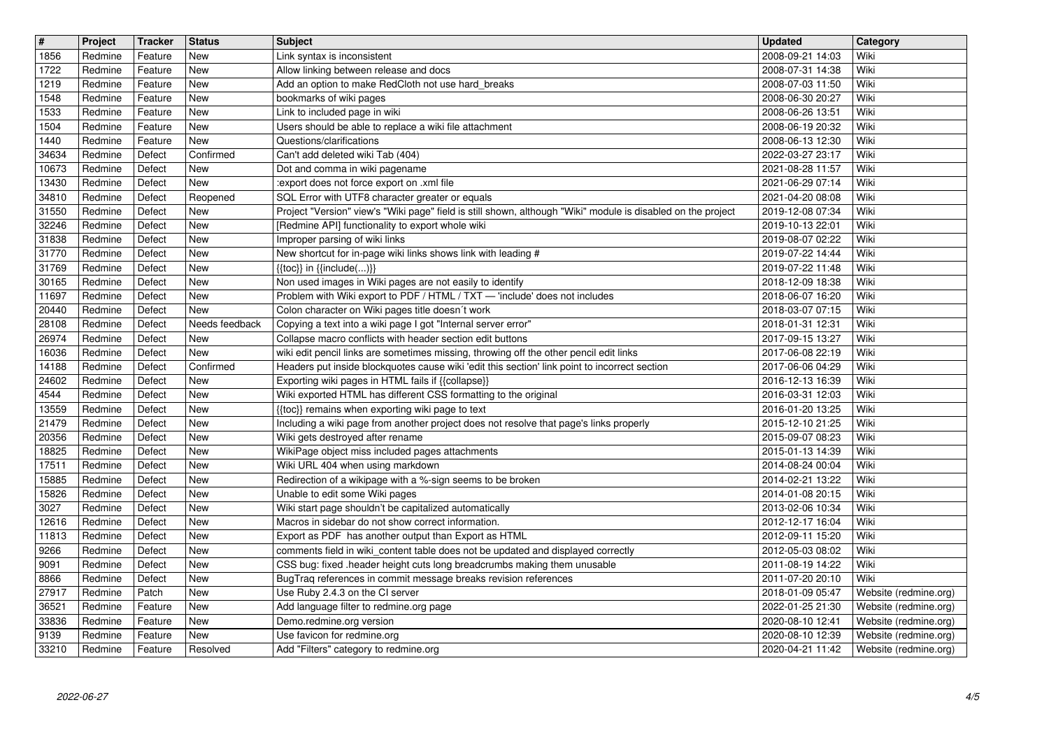| # | Project | Tracker | Status | Subject | Updated | Category |
| --- | --- | --- | --- | --- | --- | --- |
| 1856 | Redmine | Feature | New | Link syntax is inconsistent | 2008-09-21 14:03 | Wiki |
| 1722 | Redmine | Feature | New | Allow linking between release and docs | 2008-07-31 14:38 | Wiki |
| 1219 | Redmine | Feature | New | Add an option to make RedCloth not use hard_breaks | 2008-07-03 11:50 | Wiki |
| 1548 | Redmine | Feature | New | bookmarks of wiki pages | 2008-06-30 20:27 | Wiki |
| 1533 | Redmine | Feature | New | Link to included page in wiki | 2008-06-26 13:51 | Wiki |
| 1504 | Redmine | Feature | New | Users should be able to replace a wiki file attachment | 2008-06-19 20:32 | Wiki |
| 1440 | Redmine | Feature | New | Questions/clarifications | 2008-06-13 12:30 | Wiki |
| 34634 | Redmine | Defect | Confirmed | Can't add deleted wiki Tab (404) | 2022-03-27 23:17 | Wiki |
| 10673 | Redmine | Defect | New | Dot and comma in wiki pagename | 2021-08-28 11:57 | Wiki |
| 13430 | Redmine | Defect | New | :export does not force export on .xml file | 2021-06-29 07:14 | Wiki |
| 34810 | Redmine | Defect | Reopened | SQL Error with UTF8 character greater or equals | 2021-04-20 08:08 | Wiki |
| 31550 | Redmine | Defect | New | Project "Version" view's "Wiki page" field is still shown, although "Wiki" module is disabled on the project | 2019-12-08 07:34 | Wiki |
| 32246 | Redmine | Defect | New | [Redmine API] functionality to export whole wiki | 2019-10-13 22:01 | Wiki |
| 31838 | Redmine | Defect | New | Improper parsing of wiki links | 2019-08-07 02:22 | Wiki |
| 31770 | Redmine | Defect | New | New shortcut for in-page wiki links shows link with leading # | 2019-07-22 14:44 | Wiki |
| 31769 | Redmine | Defect | New | {{toc}} in {{include(...)}} | 2019-07-22 11:48 | Wiki |
| 30165 | Redmine | Defect | New | Non used images in Wiki pages are not easily to identify | 2018-12-09 18:38 | Wiki |
| 11697 | Redmine | Defect | New | Problem with Wiki export to PDF / HTML / TXT — 'include' does not includes | 2018-06-07 16:20 | Wiki |
| 20440 | Redmine | Defect | New | Colon character on Wiki pages title doesn´t work | 2018-03-07 07:15 | Wiki |
| 28108 | Redmine | Defect | Needs feedback | Copying a text into a wiki page I got "Internal server error" | 2018-01-31 12:31 | Wiki |
| 26974 | Redmine | Defect | New | Collapse macro conflicts with header section edit buttons | 2017-09-15 13:27 | Wiki |
| 16036 | Redmine | Defect | New | wiki edit pencil links are sometimes missing, throwing off the other pencil edit links | 2017-06-08 22:19 | Wiki |
| 14188 | Redmine | Defect | Confirmed | Headers put inside blockquotes cause wiki 'edit this section' link point to incorrect section | 2017-06-06 04:29 | Wiki |
| 24602 | Redmine | Defect | New | Exporting wiki pages in HTML fails if {{collapse}} | 2016-12-13 16:39 | Wiki |
| 4544 | Redmine | Defect | New | Wiki exported HTML has different CSS formatting to the original | 2016-03-31 12:03 | Wiki |
| 13559 | Redmine | Defect | New | {{toc}} remains when exporting wiki page to text | 2016-01-20 13:25 | Wiki |
| 21479 | Redmine | Defect | New | Including a wiki page from another project does not resolve that page's links properly | 2015-12-10 21:25 | Wiki |
| 20356 | Redmine | Defect | New | Wiki gets destroyed after rename | 2015-09-07 08:23 | Wiki |
| 18825 | Redmine | Defect | New | WikiPage object miss included pages attachments | 2015-01-13 14:39 | Wiki |
| 17511 | Redmine | Defect | New | Wiki URL 404 when using markdown | 2014-08-24 00:04 | Wiki |
| 15885 | Redmine | Defect | New | Redirection of a wikipage with a %-sign seems to be broken | 2014-02-21 13:22 | Wiki |
| 15826 | Redmine | Defect | New | Unable to edit some Wiki pages | 2014-01-08 20:15 | Wiki |
| 3027 | Redmine | Defect | New | Wiki start page shouldn't be capitalized automatically | 2013-02-06 10:34 | Wiki |
| 12616 | Redmine | Defect | New | Macros in sidebar do not show correct information. | 2012-12-17 16:04 | Wiki |
| 11813 | Redmine | Defect | New | Export as PDF has another output than Export as HTML | 2012-09-11 15:20 | Wiki |
| 9266 | Redmine | Defect | New | comments field in wiki_content table does not be updated and displayed correctly | 2012-05-03 08:02 | Wiki |
| 9091 | Redmine | Defect | New | CSS bug: fixed .header height cuts long breadcrumbs making them unusable | 2011-08-19 14:22 | Wiki |
| 8866 | Redmine | Defect | New | BugTraq references in commit message breaks revision references | 2011-07-20 20:10 | Wiki |
| 27917 | Redmine | Patch | New | Use Ruby 2.4.3 on the CI server | 2018-01-09 05:47 | Website (redmine.org) |
| 36521 | Redmine | Feature | New | Add language filter to redmine.org page | 2022-01-25 21:30 | Website (redmine.org) |
| 33836 | Redmine | Feature | New | Demo.redmine.org version | 2020-08-10 12:41 | Website (redmine.org) |
| 9139 | Redmine | Feature | New | Use favicon for redmine.org | 2020-08-10 12:39 | Website (redmine.org) |
| 33210 | Redmine | Feature | Resolved | Add "Filters" category to redmine.org | 2020-04-21 11:42 | Website (redmine.org) |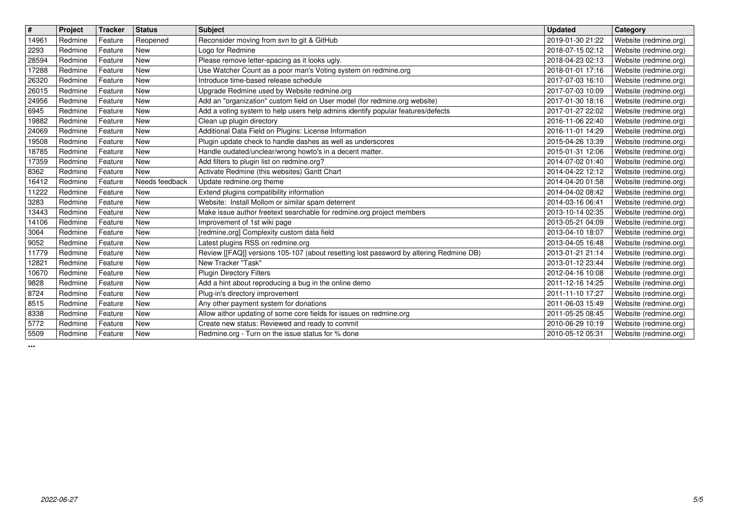| # | Project | Tracker | Status | Subject | Updated | Category |
|---|---|---|---|---|---|---|
| 14961 | Redmine | Feature | Reopened | Reconsider moving from svn to git & GitHub | 2019-01-30 21:22 | Website (redmine.org) |
| 2293 | Redmine | Feature | New | Logo for Redmine | 2018-07-15 02:12 | Website (redmine.org) |
| 28594 | Redmine | Feature | New | Please remove letter-spacing as it looks ugly. | 2018-04-23 02:13 | Website (redmine.org) |
| 17288 | Redmine | Feature | New | Use Watcher Count as a poor man's Voting system on redmine.org | 2018-01-01 17:16 | Website (redmine.org) |
| 26320 | Redmine | Feature | New | Introduce time-based release schedule | 2017-07-03 16:10 | Website (redmine.org) |
| 26015 | Redmine | Feature | New | Upgrade Redmine used by Website redmine.org | 2017-07-03 10:09 | Website (redmine.org) |
| 24956 | Redmine | Feature | New | Add an "organization" custom field on User model (for redmine.org website) | 2017-01-30 18:16 | Website (redmine.org) |
| 6945 | Redmine | Feature | New | Add a voting system to help users help admins identify popular features/defects | 2017-01-27 22:02 | Website (redmine.org) |
| 19882 | Redmine | Feature | New | Clean up plugin directory | 2016-11-06 22:40 | Website (redmine.org) |
| 24069 | Redmine | Feature | New | Additional Data Field on Plugins: License Information | 2016-11-01 14:29 | Website (redmine.org) |
| 19508 | Redmine | Feature | New | Plugin update check to handle dashes as well as underscores | 2015-04-26 13:39 | Website (redmine.org) |
| 18785 | Redmine | Feature | New | Handle oudated/unclear/wrong howto's in a decent matter. | 2015-01-31 12:06 | Website (redmine.org) |
| 17359 | Redmine | Feature | New | Add filters to plugin list on redmine.org? | 2014-07-02 01:40 | Website (redmine.org) |
| 8362 | Redmine | Feature | New | Activate Redmine (this websites) Gantt Chart | 2014-04-22 12:12 | Website (redmine.org) |
| 16412 | Redmine | Feature | Needs feedback | Update redmine.org theme | 2014-04-20 01:58 | Website (redmine.org) |
| 11222 | Redmine | Feature | New | Extend plugins compatibility information | 2014-04-02 08:42 | Website (redmine.org) |
| 3283 | Redmine | Feature | New | Website: Install Mollom or similar spam deterrent | 2014-03-16 06:41 | Website (redmine.org) |
| 13443 | Redmine | Feature | New | Make issue author freetext searchable for redmine.org project members | 2013-10-14 02:35 | Website (redmine.org) |
| 14106 | Redmine | Feature | New | Improvement of 1st wiki page | 2013-05-21 04:09 | Website (redmine.org) |
| 3064 | Redmine | Feature | New | [redmine.org] Complexity custom data field | 2013-04-10 18:07 | Website (redmine.org) |
| 9052 | Redmine | Feature | New | Latest plugins RSS on redmine.org | 2013-04-05 16:48 | Website (redmine.org) |
| 11779 | Redmine | Feature | New | Review [[FAQ]] versions 105-107 (about resetting lost password by altering Redmine DB) | 2013-01-21 21:14 | Website (redmine.org) |
| 12821 | Redmine | Feature | New | New Tracker "Task" | 2013-01-12 23:44 | Website (redmine.org) |
| 10670 | Redmine | Feature | New | Plugin Directory Filters | 2012-04-16 10:08 | Website (redmine.org) |
| 9828 | Redmine | Feature | New | Add a hint about reproducing a bug in the online demo | 2011-12-16 14:25 | Website (redmine.org) |
| 8724 | Redmine | Feature | New | Plug-in's directory improvement | 2011-11-10 17:27 | Website (redmine.org) |
| 8515 | Redmine | Feature | New | Any other payment system for donations | 2011-06-03 15:49 | Website (redmine.org) |
| 8338 | Redmine | Feature | New | Allow aithor updating of some core fields for issues on redmine.org | 2011-05-25 08:45 | Website (redmine.org) |
| 5772 | Redmine | Feature | New | Create new status: Reviewed and ready to commit | 2010-06-29 10:19 | Website (redmine.org) |
| 5509 | Redmine | Feature | New | Redmine.org - Turn on the issue status for % done | 2010-05-12 05:31 | Website (redmine.org) |

...